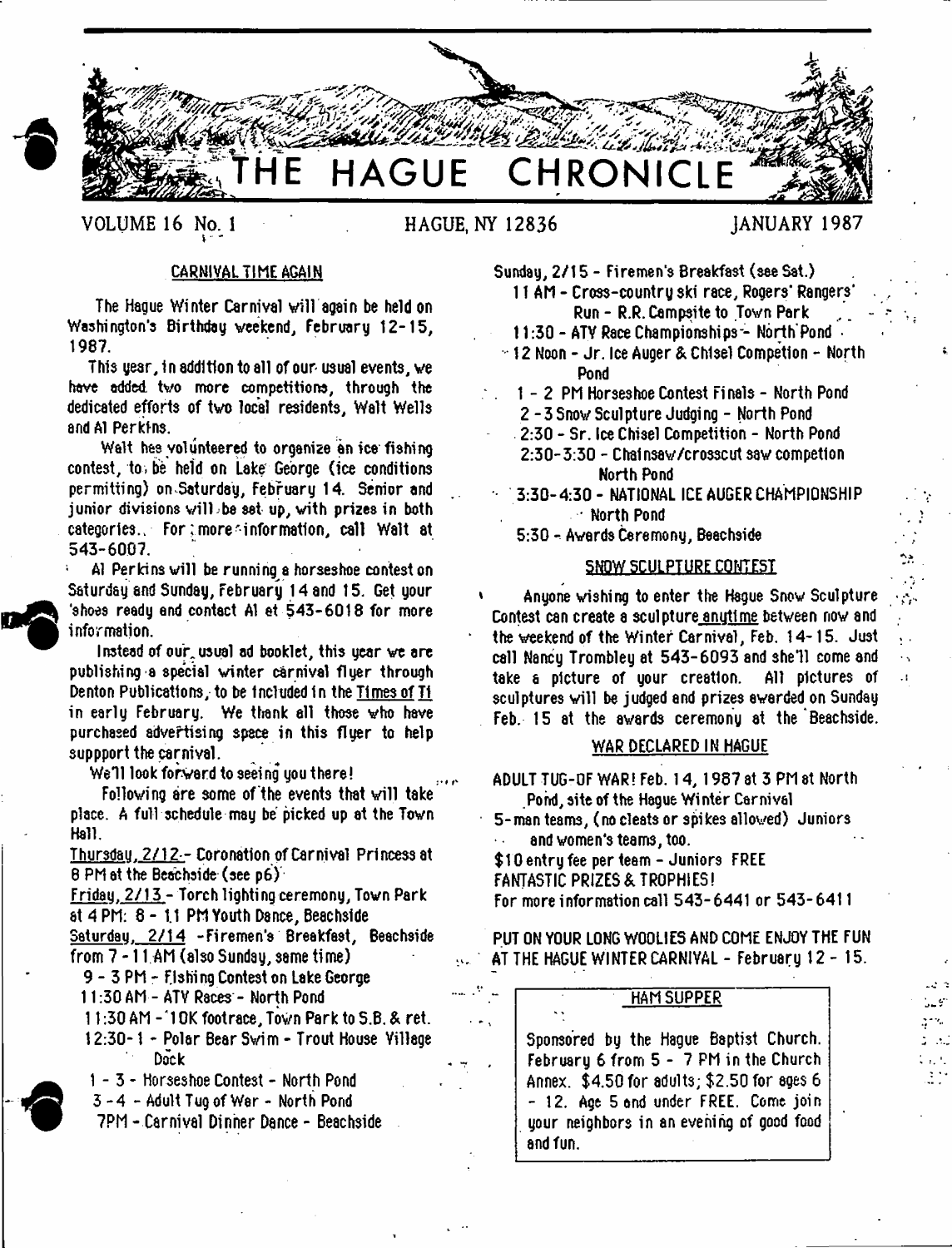# THE HAGUE CHRONICLE

VOLUME 16 No. 1 HAGUE, NY 12836 JANUARY 1987

## CARNIVAL TIME AGAIN

The Hague Winter Carnival will again be held on Washington's Birthday weekend, February 12-15, 1987.

This year, in addition to all of our usual events, we have added two more competitions, through the dedicated efforts of two local residents, Walt Wells and Al Perkins.

Walt has volunteered to organize an ice fishing contest, to be held on Lake George (ice conditions permitting) on Saturday, February 14. Senior and junior divisions will be set up, with prizes in both categories. For more information, call Walt at 543-6007.

Al Perkins will be running a horseshoe contest on Saturday and Sunday, February 14 and 15. Get your 'shoes ready and contact Al at 543-6018 for more information.

Instead of our usual ad booklet, this year we are publishing a special winter carnival flyer through Denton Publications, to be included in the Times of Ti in early February. We thank all those who have purchased advertising space in this flyer to help suppport the carnival.

We'll look forward to seeing you there!

Following are some of the events that will take place. A full schedule may be picked up at the Town Hall.

Thursday, 2/12 - Coronation of Carnival Princess at 8 PM at the Beachside (see p6)

Friday, 2/13 - Torch lighting ceremony, Town Park at 4 PM: 8 - 11 PM Youth Dance, Beachside

Saturday, 2/14 - Firemen's Breakfast, Beachside from 7 - 11 AM (also Sunday, same time)

- 9 - 3 PM - Fishing Contest on Lake George
- 11:30 AM - ATV Races - North Pond
- 11:30 AM - 10K footrace, Town Park to S.B. & ret.
- 12:30 - 1 - Polar Bear Swim - Trout House Village Dock
- 1 - 3 - Horseshoe Contest - North Pond
- 3 - 4 - Adult Tug of War - North Pond
- 7PM - Carnival Dinner Dance - Beachside

Sunday, 2/15 - Firemen's Breakfast (see Sat.)

- 11 AM - Cross-country ski race, Rogers' Rangers' Run - R.R. Campsite to Town Park
- 11:30 - ATV Race Championships - North Pond
- 12 Noon - Jr. Ice Auger & Chisel Competion - North Pond
- 1 - 2 PM Horseshoe Contest Finals - North Pond
- 2 - 3 Snow Sculpture Judging - North Pond
- 2:30 - Sr. Ice Chisel Competition - North Pond
- 2:30 - 3:30 - Chainsaw/crosscut saw competion North Pond
- 3:30 - 4:30 - NATIONAL ICE AUGER CHAMPIONSHIP - North Pond
- 5:30 - Awards Ceremony, Beachside

## SNOW SCULPTURE CONTEST

Anyone wishing to enter the Hague Snow Sculpture Contest can create a sculpture anytime between now and the weekend of the Winter Carnival, Feb. 14-15. Just call Nancy Trombley at 543-6093 and she'll come and take a picture of your creation. All pictures of sculptures will be judged and prizes awarded on Sunday Feb. 15 at the awards ceremony at the Beachside.

## WAR DECLARED IN HAGUE

ADULT TUG-OF WAR! Feb. 14, 1987 at 3 PM at North Pond, site of the Hague Winter Carnival

5-man teams, (no cleats or spikes allowed) Juniors and women's teams, too.

$10 entry fee per team - Juniors FREE

FANTASTIC PRIZES & TROPHIES!

For more information call 543-6441 or 543-6411

PUT ON YOUR LONG WOOLIES AND COME ENJOY THE FUN AT THE HAGUE WINTER CARNIVAL - February 12 - 15.

## HAM SUPPER

Sponsored by the Hague Baptist Church. February 6 from 5 - 7 PM in the Church Annex. $4.50 for adults; $2.50 for ages 6 - 12. Age 5 and under FREE. Come join your neighbors in an evening of good food and fun.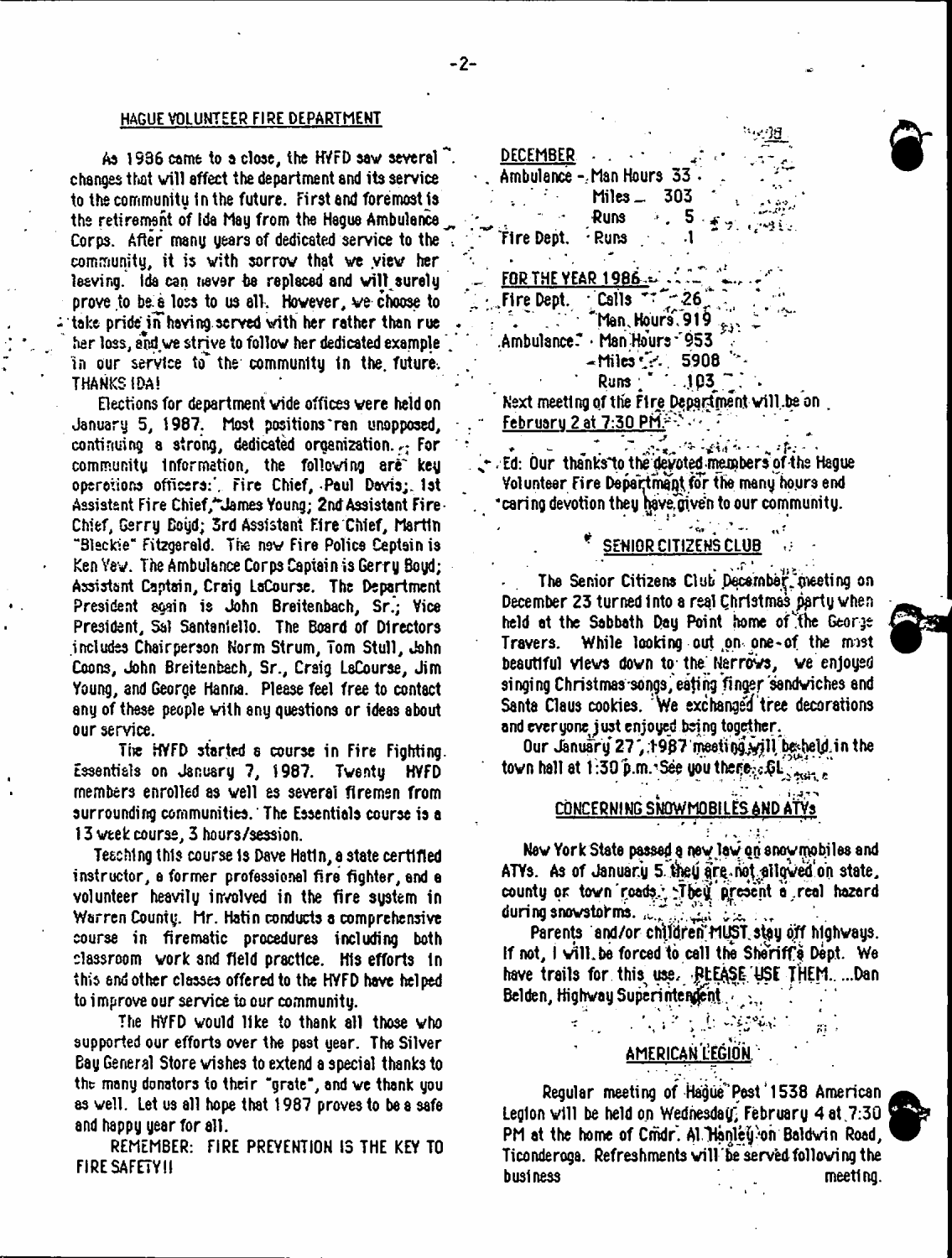## HAGUE VOLUNTEER FIRE DEPARTMENT

As 1986 came to a close, the HVFD saw several changes that will affect the department and its service to the community in the future. First and foremost is the retirement of Ida May from the Hague Ambulance Corps. After many years of dedicated service to the community, it is with sorrow that we view her leaving. Ida can never be replaced and will surely prove to be a loss to us all. However, we choose to take pride in having served with her rather than rue her loss, and we strive to follow her dedicated example in our service to the community in the future. THANKS IDA!

Elections for department wide offices were held on January 5, 1987. Most positions ran unopposed, continuing a strong, dedicated organization. For community information, the following are key operations officers: Fire Chief, Paul Davis; 1st Assistant Fire Chief, James Young; 2nd Assistant Fire Chief, Gerry Boyd; 3rd Assistant Fire Chief, Martin "Blackie" Fitzgerald. The new Fire Police Captain is Ken Yew. The Ambulance Corps Captain is Gerry Boyd; Assistant Captain, Craig LaCourse. The Department President again is John Breitenbach, Sr.; Vice President, Sal Santaniello. The Board of Directors includes Chairperson Norm Strum, Tom Stull, John Coons, John Breitenbach, Sr., Craig LaCourse, Jim Young, and George Hanna. Please feel free to contact any of these people with any questions or ideas about our service.

The HVFD started a course in Fire Fighting Essentials on January 7, 1987. Twenty HVFD members enrolled as well as several firemen from surrounding communities. The Essentials course is a 13 week course, 3 hours/session.

Teaching this course is Dave Hatin, a state certified instructor, a former professional fire fighter, and a volunteer heavily involved in the fire system in Warren County. Mr. Hatin conducts a comprehensive course in firematic procedures including both classroom work and field practice. His efforts in this and other classes offered to the HVFD have helped to improve our service to our community.

The HVFD would like to thank all those who supported our efforts over the past year. The Silver Bay General Store wishes to extend a special thanks to the many donators to their "grate", and we thank you as well. Let us all hope that 1987 proves to be a safe and happy year for all.

REMEMBER: FIRE PREVENTION IS THE KEY TO FIRE SAFETY!!

**DECEMBER**

Ambulance - Man Hours 33
Miles - 303
Runs 5
Fire Dept. Runs 1

**FOR THE YEAR 1986**

Fire Dept. Calls 26
Man Hours 919
Ambulance - Man Hours 953
Miles 5908
Runs 103

Next meeting of the Fire Department will be on February 2 at 7:30 PM.

Ed: Our thanks to the devoted members of the Hague Volunteer Fire Department for the many hours and caring devotion they have given to our community.

## SENIOR CITIZENS CLUB

The Senior Citizens Club December meeting on December 23 turned into a real Christmas party when held at the Sabbath Day Point home of the George Travers. While looking out on one of the most beautiful views down to the Narrows, we enjoyed singing Christmas songs, eating finger sandwiches and Santa Claus cookies. We exchanged tree decorations and everyone just enjoyed being together.

Our January 27, 1987 meeting will be held in the town hall at 1:30 p.m. See you there...GL

## CONCERNING SNOWMOBILES AND ATVs

New York State passed a new law on snowmobiles and ATVs. As of January 5 they are not allowed on state, county or town roads. They present a real hazard during snowstorms.

Parents and/or children MUST stay off highways. If not, I will be forced to call the Sheriff's Dept. We have trails for this use. PLEASE USE THEM. ...Dan Belden, Highway Superintendent

## AMERICAN LEGION

Regular meeting of Hague Post 1538 American Legion will be held on Wednesday, February 4 at 7:30 PM at the home of Cmdr. Al Hanley on Baldwin Road, Ticonderoga. Refreshments will be served following the business meeting.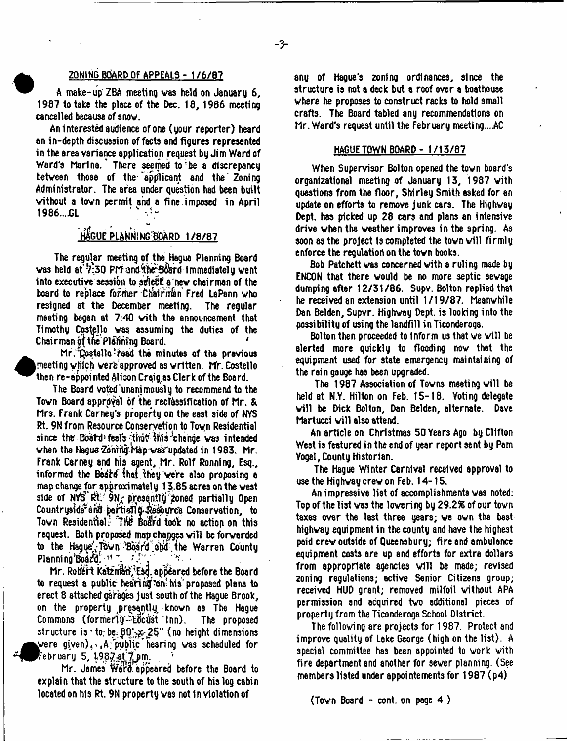## ZONING BOARD OF APPEALS - 1/6/87

A make-up ZBA meeting was held on January 6, 1987 to take the place of the Dec. 18, 1986 meeting cancelled because of snow.

An interested audience of one (your reporter) heard an in-depth discussion of facts and figures represented in the area variance application request by Jim Ward of Ward's Marina. There seemed to be a discrepancy between those of the applicant and the Zoning Administrator. The area under question had been built without a town permit and a fine imposed in April 1986...GL

## HAGUE PLANNING BOARD 1/8/87

The regular meeting of the Hague Planning Board was held at 7:30 PM and the Board immediately went into executive session to select a new chairman of the board to replace former Chairman Fred LaPann who resigned at the December meeting. The regular meeting began at 7:40 with the announcement that Timothy Costello was assuming the duties of the Chairman of the Planning Board.

Mr. Costello read the minutes of the previous meeting which were approved as written. Mr. Costello then re-appointed Alison Craig as Clerk of the Board.

The Board voted unanimously to recommend to the Town Board approval of the reclassification of Mr. & Mrs. Frank Carney's property on the east side of NYS Rt. 9N from Resource Conservation to Town Residential since the Board feels that this change was intended when the Hague Zoning Map was updated in 1983. Mr. Frank Carney and his agent, Mr. Rolf Ronning, Esq., informed the Board that they were also proposing a map change for approximately 13.85 acres on the west side of NYS Rt. 9N, presently zoned partially Open Countryside and partially Resource Conservation, to Town Residential. The Board took no action on this request. Both proposed map changes will be forwarded to the Hague Town Board and the Warren County Planning Board.

Mr. Robert Katzman, Esq. appeared before the Board to request a public hearing on his proposed plans to erect 8 attached garages just south of the Hague Brook, on the property presently known as The Hague Commons (formerly Locust Inn). The proposed structure is to be 80' x 25" (no height dimensions were given). A public hearing was scheduled for February 5, 1987 at 7 pm.

Mr. James Ward appeared before the Board to explain that the structure to the south of his log cabin located on his Rt. 9N property was not in violation of any of Hague's zoning ordinances, since the structure is not a deck but a roof over a boathouse where he proposes to construct racks to hold small crafts. The Board tabled any recommendations on Mr. Ward's request until the February meeting...AC

## HAGUE TOWN BOARD - 1/13/87

When Supervisor Bolton opened the town board's organizational meeting of January 13, 1987 with questions from the floor, Shirley Smith asked for an update on efforts to remove junk cars. The Highway Dept. has picked up 28 cars and plans an intensive drive when the weather improves in the spring. As soon as the project is completed the town will firmly enforce the regulation on the town books.

Bob Patchett was concerned with a ruling made by ENCON that there would be no more septic sewage dumping after 12/31/86. Supv. Bolton replied that he received an extension until 1/19/87. Meanwhile Dan Belden, Supvr. Highway Dept. is looking into the possibility of using the landfill in Ticonderoga.

Bolton then proceeded to inform us that we will be alerted more quickly to flooding now that the equipment used for state emergency maintaining of the rain gauge has been upgraded.

The 1987 Association of Towns meeting will be held at N.Y. Hilton on Feb. 15-18. Voting delegate will be Dick Bolton, Dan Belden, alternate. Dave Martucci will also attend.

An article on Christmas 50 Years Ago by Clifton West is featured in the end of year report sent by Pam Vogel, County Historian.

The Hague Winter Carnival received approval to use the Highway crew on Feb. 14-15.

An impressive list of accomplishments was noted: Top of the list was the lowering by 29.2% of our town taxes over the last three years; we own the best highway equipment in the county and have the highest paid crew outside of Queensbury; fire and ambulance equipment costs are up and efforts for extra dollars from appropriate agencies will be made; revised zoning regulations; active Senior Citizens group; received HUD grant; removed milfoil without APA permission and acquired two additional pieces of property from the Ticonderoga School District.

The following are projects for 1987. Protect and improve quality of Lake George (high on the list). A special committee has been appointed to work with fire department and another for sewer planning. (See members listed under appointements for 1987 (p4)

(Town Board - cont. on page 4 )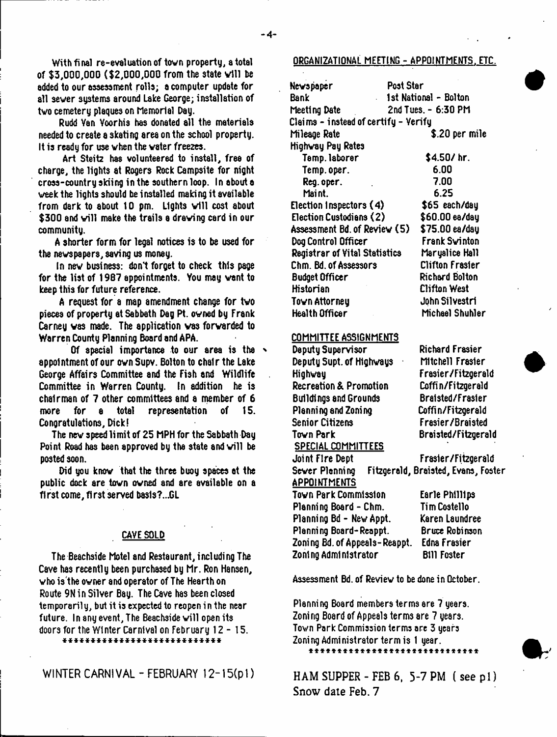With final re-evaluation of town property, a total of $3,000,000 ($2,000,000 from the state will be added to our assessment rolls; a computer update for all sewer systems around Lake George; installation of two cemetery plaques on Memorial Day.

Rudd Van Voorhis has donated all the materials needed to create a skating area on the school property. It is ready for use when the water freezes.

Art Steitz has volunteered to install, free of charge, the lights at Rogers Rock Campsite for night cross-country skiing in the southern loop. In about a week the lights should be installed making it available from dark to about 10 pm. Lights will cost about $300 and will make the trails a drawing card in our community.

A shorter form for legal notices is to be used for the newspapers, saving us money.

In new business: don't forget to check this page for the list of 1987 appointments. You may want to keep this for future reference.

A request for a map amendment change for two pieces of property at Sabbath Day Pt. owned by Frank Carney was made. The application was forwarded to Warren County Planning Board and APA.

Of special importance to our area is the appointment of our own Supv. Bolton to chair the Lake George Affairs Committee and the Fish and Wildlife Committee in Warren County. In addition he is chairman of 7 other committees and a member of 6 more for a total representation of 15. Congratulations, Dick!

The new speed limit of 25 MPH for the Sabbath Day Point Road has been approved by the state and will be posted soon.

Did you know that the three buoy spaces at the public dock are town owned and are available on a first come, first served basis?...GL

## CAVE SOLD

The Beachside Motel and Restaurant, including The Cave has recently been purchased by Mr. Ron Hansen, who is the owner and operator of The Hearth on Route 9N in Silver Bay. The Cave has been closed temporarily, but it is expected to reopen in the near future. In any event, The Beachside will open its doors for the Winter Carnival on February 12 - 15.

\*\*\*\*\*\*\*\*\*\*\*\*\*\*\*\*\*\*\*\*\*\*\*\*\*\*\*\*\*

WINTER CARNIVAL - FEBRUARY 12-15(p1)

## ORGANIZATIONAL MEETING - APPOINTMENTS, ETC.

| | |
|---|---|
| Newspaper | Post Star |
| Bank | 1st National - Bolton |
| Meeting Date | 2nd Tues. - 6:30 PM |
| Claims - instead of certify - Verify | |
| Mileage Rate | $.20 per mile |
| Highway Pay Rates | |
| Temp. laborer | $4.50/ hr. |
| Temp. oper. | 6.00 |
| Reg. oper. | 7.00 |
| Maint. | 6.25 |
| Election Inspectors (4) | $65 each/day |
| Election Custodians (2) | $60.00 ea/day |
| Assessment Bd. of Review (5) | $75.00 ea/day |
| Dog Control Officer | Frank Swinton |
| Registrar of Vital Statistics | Maryalice Hall |
| Chm. Bd. of Assessors | Clifton Frasier |
| Budget Officer | Richard Bolton |
| Historian | Clifton West |
| Town Attorney | John Silvestri |
| Health Officer | Michael Shuhler |

### COMMITTEE ASSIGNMENTS

| | |
|---|---|
| Deputy Supervisor | Richard Frasier |
| Deputy Supt. of Highways | Mitchell Frasier |
| Highway | Frasier/Fitzgerald |
| Recreation & Promotion | Coffin/Fitzgerald |
| Buildings and Grounds | Braisted/Frasier |
| Planning and Zoning | Coffin/Fitzgerald |
| Senior Citizens | Frasier/Braisted |
| Town Park | Braisted/Fitzgerald |

### SPECIAL COMMITTEES

| | |
|---|---|
| Joint Fire Dept | Frasier/Fitzgerald |
| Sewer Planning | Fitzgerald, Braisted, Evans, Foster |

### APPOINTMENTS

| | |
|---|---|
| Town Park Commission | Earle Phillips |
| Planning Board - Chm. | Tim Costello |
| Planning Bd - New Appt. | Karen Laundree |
| Planning Board-Reappt. | Bruce Robinson |
| Zoning Bd. of Appeals-Reappt. | Edna Frasier |
| Zoning Administrator | Bill Foster |

Assessment Bd. of Review to be done in October.

Planning Board members terms are 7 years.
Zoning Board of Appeals terms are 7 years.
Town Park Commission terms are 3 years
Zoning Administrator term is 1 year.

\*\*\*\*\*\*\*\*\*\*\*\*\*\*\*\*\*\*\*\*\*\*\*\*\*\*\*\*\*\*\*

HAM SUPPER - FEB 6, 5-7 PM (see p1)
Snow date Feb. 7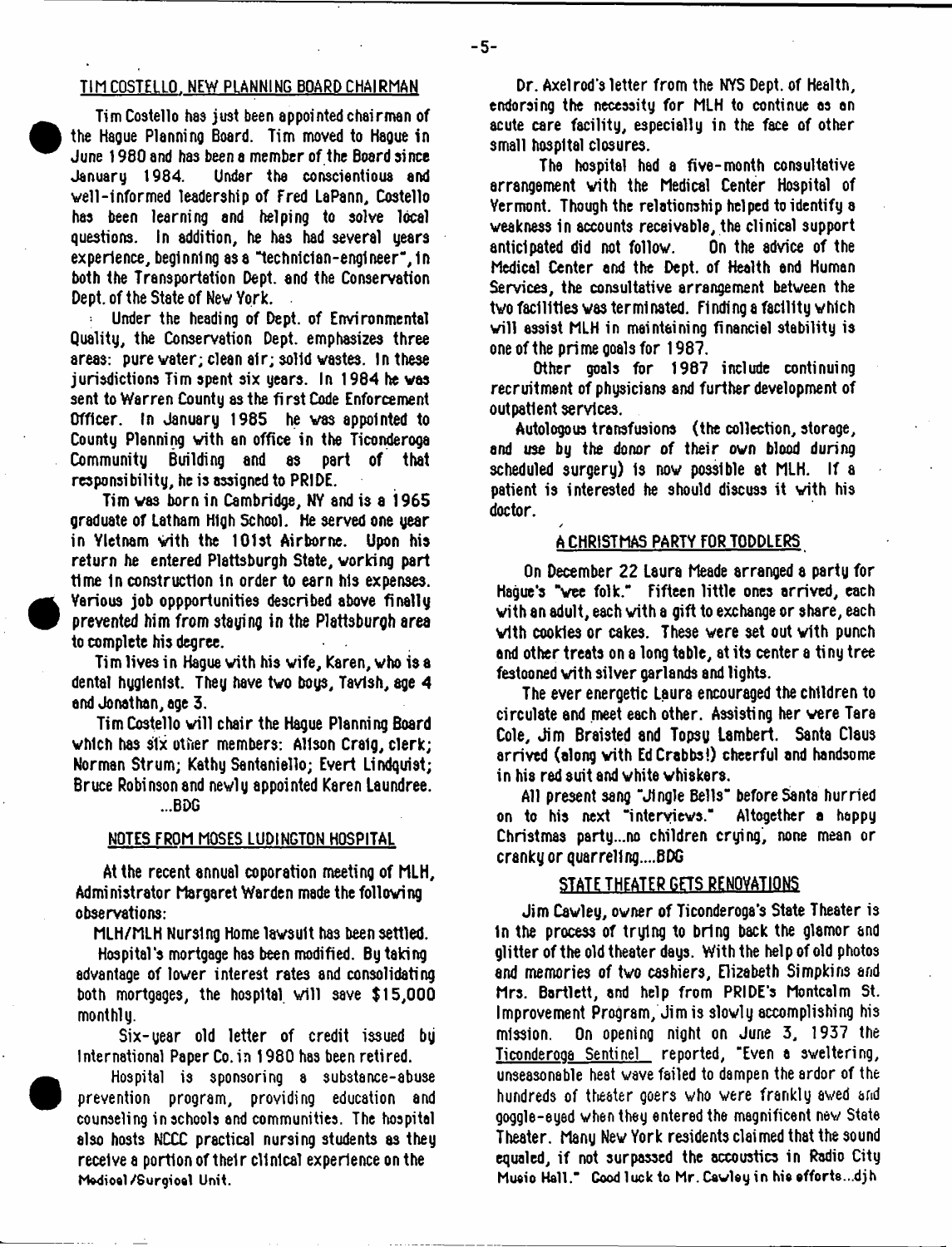## TIM COSTELLO, NEW PLANNING BOARD CHAIRMAN

Tim Costello has just been appointed chairman of the Hague Planning Board. Tim moved to Hague in June 1980 and has been a member of the Board since January 1984. Under the conscientious and well-informed leadership of Fred LaPann, Costello has been learning and helping to solve local questions. In addition, he has had several years experience, beginning as a "technician-engineer", in both the Transportation Dept. and the Conservation Dept. of the State of New York.

Under the heading of Dept. of Environmental Quality, the Conservation Dept. emphasizes three areas: pure water; clean air; solid wastes. In these jurisdictions Tim spent six years. In 1984 he was sent to Warren County as the first Code Enforcement Officer. In January 1985 he was appointed to County Planning with an office in the Ticonderoga Community Building and as part of that responsibility, he is assigned to PRIDE.

Tim was born in Cambridge, NY and is a 1965 graduate of Latham High School. He served one year in Vietnam with the 101st Airborne. Upon his return he entered Plattsburgh State, working part time in construction in order to earn his expenses. Various job oppportunities described above finally prevented him from staying in the Plattsburgh area to complete his degree.

Tim lives in Hague with his wife, Karen, who is a dental hygienist. They have two boys, Tavish, age 4 and Jonathan, age 3.

Tim Costello will chair the Hague Planning Board which has six other members: Alison Craig, clerk; Norman Strum; Kathy Santaniello; Evert Lindquist; Bruce Robinson and newly appointed Karen Laundree.

...BDG

## NOTES FROM MOSES LUDINGTON HOSPITAL

At the recent annual coporation meeting of MLH, Administrator Margaret Warden made the following observations:

MLH/MLH Nursing Home lawsuit has been settled.

Hospital's mortgage has been modified. By taking advantage of lower interest rates and consolidating both mortgages, the hospital will save $15,000 monthly.

Six-year old letter of credit issued by International Paper Co. in 1980 has been retired.

Hospital is sponsoring a substance-abuse prevention program, providing education and counseling in schools and communities. The hospital also hosts NCCC practical nursing students as they receive a portion of their clinical experience on the Medical/Surgical Unit.

Dr. Axelrod's letter from the NYS Dept. of Health, endorsing the necessity for MLH to continue as an acute care facility, especially in the face of other small hospital closures.

The hospital had a five-month consultative arrangement with the Medical Center Hospital of Vermont. Though the relationship helped to identify a weakness in accounts receivable, the clinical support anticipated did not follow. On the advice of the Medical Center and the Dept. of Health and Human Services, the consultative arrangement between the two facilities was terminated. Finding a facility which will assist MLH in maintaining financial stability is one of the prime goals for 1987.

Other goals for 1987 include continuing recruitment of physicians and further development of outpatient services.

Autologous transfusions (the collection, storage, and use by the donor of their own blood during scheduled surgery) is now possible at MLH. If a patient is interested he should discuss it with his doctor.

## A CHRISTMAS PARTY FOR TODDLERS

On December 22 Laura Meade arranged a party for Hague's "wee folk." Fifteen little ones arrived, each with an adult, each with a gift to exchange or share, each with cookies or cakes. These were set out with punch and other treats on a long table, at its center a tiny tree festooned with silver garlands and lights.

The ever energetic Laura encouraged the children to circulate and meet each other. Assisting her were Tara Cole, Jim Braisted and Topsy Lambert. Santa Claus arrived (along with Ed Crabbs!) cheerful and handsome in his red suit and white whiskers.

All present sang "Jingle Bells" before Santa hurried on to his next "interviews." Altogether a happy Christmas party...no children crying, none mean or cranky or quarreling....BDG

## STATE THEATER GETS RENOVATIONS

Jim Cawley, owner of Ticonderoga's State Theater is in the process of trying to bring back the glamor and glitter of the old theater days. With the help of old photos and memories of two cashiers, Elizabeth Simpkins and Mrs. Bartlett, and help from PRIDE's Montcalm St. Improvement Program, Jim is slowly accomplishing his mission. On opening night on June 3, 1937 the Ticonderoga Sentinel reported, "Even a sweltering, unseasonable heat wave failed to dampen the ardor of the hundreds of theater goers who were frankly awed and goggle-eyed when they entered the magnificent new State Theater. Many New York residents claimed that the sound equaled, if not surpassed the accoustics in Radio City Music Hall." Good luck to Mr. Cawley in his efforts...djh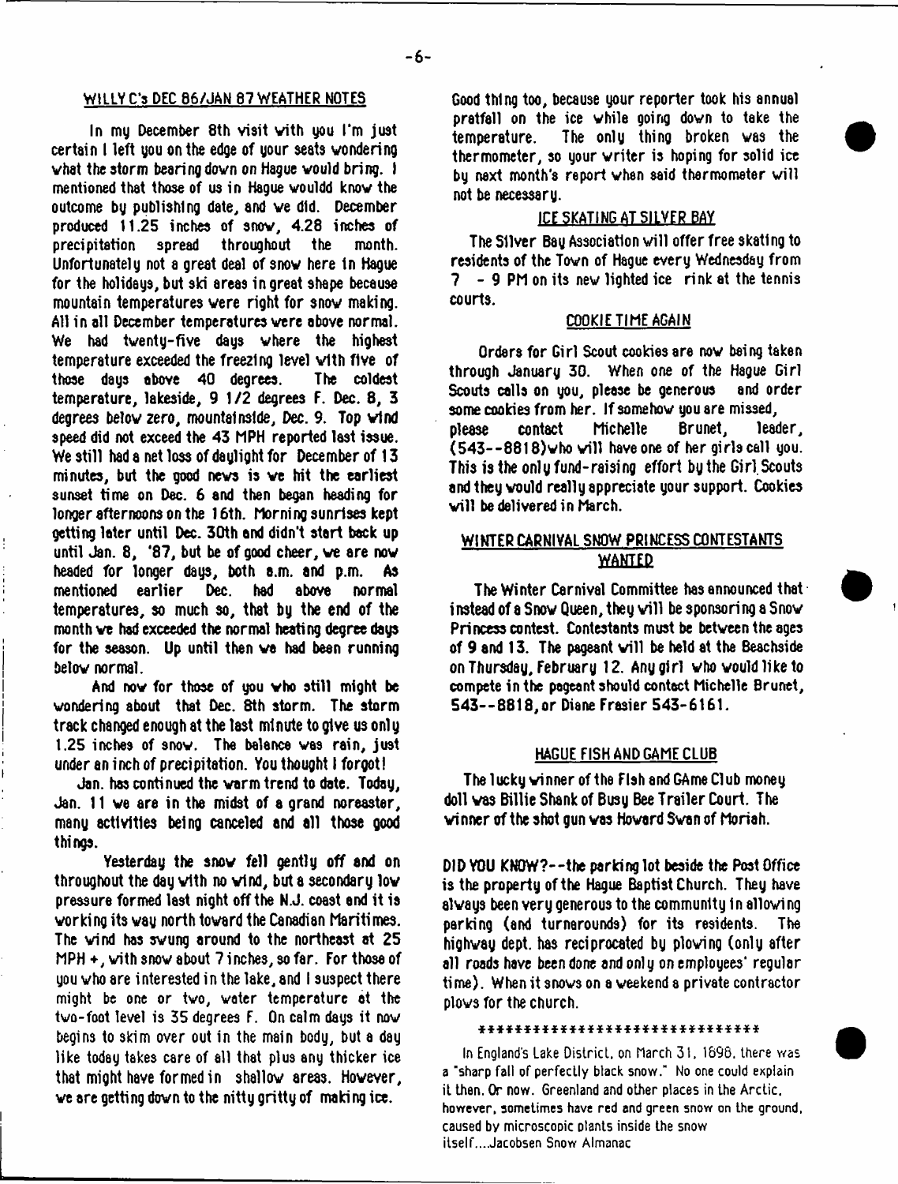## WILLY C's DEC 86/JAN 87 WEATHER NOTES

In my December 8th visit with you I'm just certain I left you on the edge of your seats wondering what the storm bearing down on Hague would bring. I mentioned that those of us in Hague wouldd know the outcome by publishing date, and we did. December produced 11.25 inches of snow, 4.28 inches of precipitation spread throughout the month. Unfortunately not a great deal of snow here in Hague for the holidays, but ski areas in great shape because mountain temperatures were right for snow making. All in all December temperatures were above normal. We had twenty-five days where the highest temperature exceeded the freezing level with five of those days above 40 degrees. The coldest temperature, lakeside, 9 1/2 degrees F. Dec. 8, 3 degrees below zero, mountainside, Dec. 9. Top wind speed did not exceed the 43 MPH reported last issue. We still had a net loss of daylight for December of 13 minutes, but the good news is we hit the earliest sunset time on Dec. 6 and then began heading for longer afternoons on the 16th. Morning sunrises kept getting later until Dec. 30th and didn't start back up until Jan. 8, '87, but be of good cheer, we are now headed for longer days, both a.m. and p.m. As mentioned earlier Dec. had above normal temperatures, so much so, that by the end of the month we had exceeded the normal heating degree days for the season. Up until then we had been running below normal.

And now for those of you who still might be wondering about that Dec. 8th storm. The storm track changed enough at the last minute to give us only 1.25 inches of snow. The balance was rain, just under an inch of precipitation. You thought I forgot!

Jan. has continued the warm trend to date. Today, Jan. 11 we are in the midst of a grand noreaster, many activities being canceled and all those good things.

Yesterday the snow fell gently off and on throughout the day with no wind, but a secondary low pressure formed last night off the N.J. coast and it is working its way north toward the Canadian Maritimes. The wind has swung around to the northeast at 25 MPH +, with snow about 7 inches, so far. For those of you who are interested in the lake, and I suspect there might be one or two, water temperature at the two-foot level is 35 degrees F. On calm days it now begins to skim over out in the main body, but a day like today takes care of all that plus any thicker ice that might have formed in shallow areas. However, we are getting down to the nitty gritty of making ice.

Good thing too, because your reporter took his annual pratfall on the ice while going down to take the temperature. The only thing broken was the thermometer, so your writer is hoping for solid ice by next month's report when said thermometer will not be necessary.

## ICE SKATING AT SILVER BAY

The Silver Bay Association will offer free skating to residents of the Town of Hague every Wednesday from 7 - 9 PM on its new lighted ice rink at the tennis courts.

## COOKIE TIME AGAIN

Orders for Girl Scout cookies are now being taken through January 30. When one of the Hague Girl Scouts calls on you, please be generous and order some cookies from her. If somehow you are missed, please contact Michelle Brunet, leader, (543--8818)who will have one of her girls call you. This is the only fund-raising effort by the Girl Scouts and they would really appreciate your support. Cookies will be delivered in March.

## WINTER CARNIVAL SNOW PRINCESS CONTESTANTS WANTED

The Winter Carnival Committee has announced that instead of a Snow Queen, they will be sponsoring a Snow Princess contest. Contestants must be between the ages of 9 and 13. The pageant will be held at the Beachside on Thursday, February 12. Any girl who would like to compete in the pageant should contact Michelle Brunet, 543--8818, or Diane Frasier 543-6161.

## HAGUE FISH AND GAME CLUB

The lucky winner of the Fish and GAme Club money doll was Billie Shank of Busy Bee Trailer Court. The winner of the shot gun was Howard Swan of Moriah.

DID YOU KNOW?--the parking lot beside the Post Office is the property of the Hague Baptist Church. They have always been very generous to the community in allowing parking (and turnarounds) for its residents. The highway dept. has reciprocated by plowing (only after all roads have been done and only on employees' regular time). When it snows on a weekend a private contractor plows for the church.

******************************

In England's Lake District, on March 31, 1696, there was a "sharp fall of perfectly black snow." No one could explain it then. Or now. Greenland and other places in the Arctic, however, sometimes have red and green snow on the ground, caused by microscopic plants inside the snow itself....Jacobsen Snow Almanac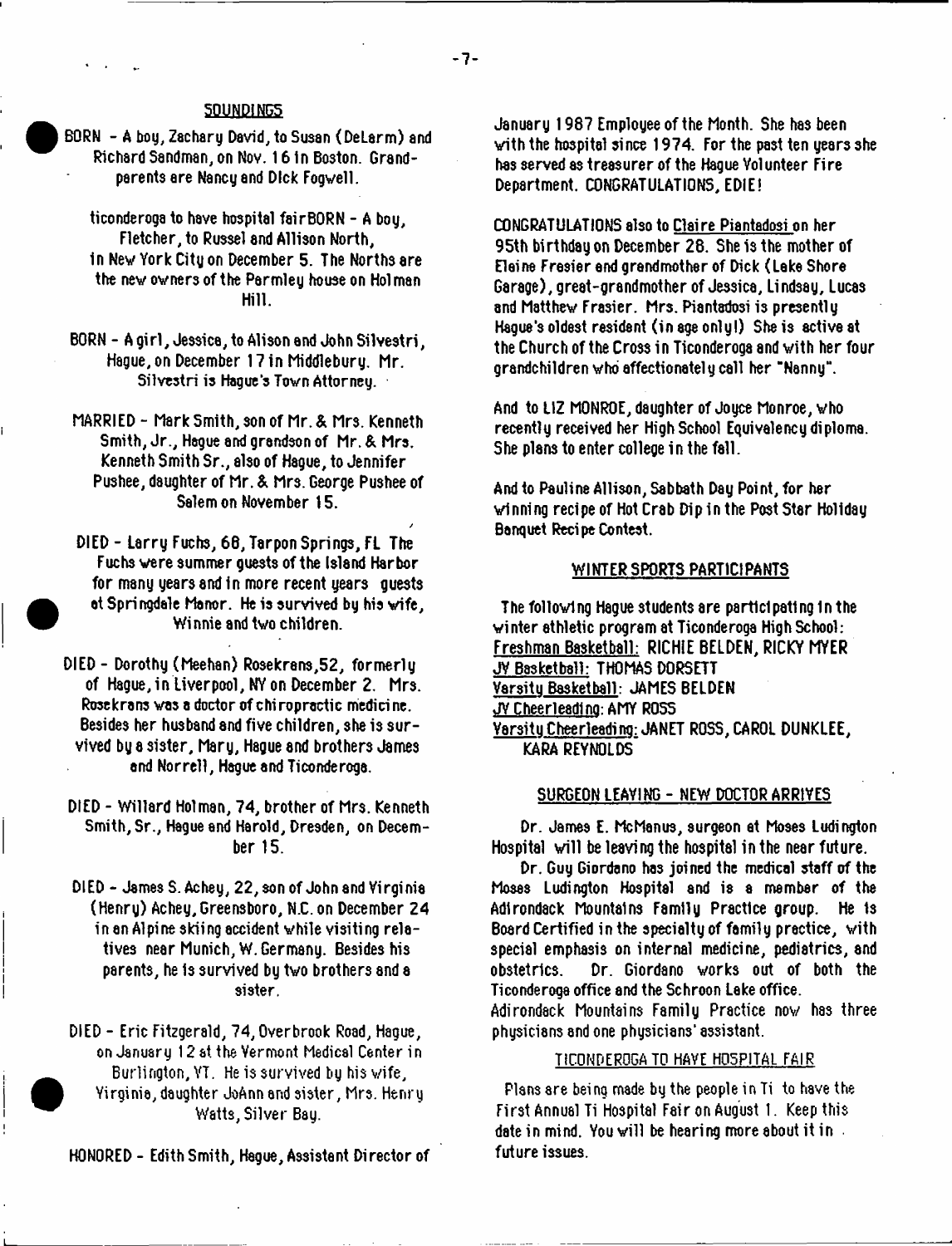## SOUNDINGS

BORN - A boy, Zachary David, to Susan (DeLarm) and Richard Sandman, on Nov. 16 in Boston. Grandparents are Nancy and Dick Fogwell.

ticonderoga to have hospital fairBORN - A boy, Fletcher, to Russel and Allison North, in New York City on December 5. The Norths are the new owners of the Parmley house on Holman Hill.

BORN - A girl, Jessica, to Alison and John Silvestri, Hague, on December 17 in Middlebury. Mr. Silvestri is Hague's Town Attorney.

MARRIED - Mark Smith, son of Mr. & Mrs. Kenneth Smith, Jr., Hague and grandson of Mr. & Mrs. Kenneth Smith Sr., also of Hague, to Jennifer Pushee, daughter of Mr. & Mrs. George Pushee of Salem on November 15.

DIED - Larry Fuchs, 68, Tarpon Springs, FL The Fuchs were summer guests of the Island Harbor for many years and in more recent years guests at Springdale Manor. He is survived by his wife, Winnie and two children.

DIED - Dorothy (Meehan) Rosekrans, 52, formerly of Hague, in Liverpool, NY on December 2. Mrs. Rosekrans was a doctor of chiropractic medicine. Besides her husband and five children, she is survived by a sister, Mary, Hague and brothers James and Norrell, Hague and Ticonderoga.

DIED - Willard Holman, 74, brother of Mrs. Kenneth Smith, Sr., Hague and Harold, Dresden, on December 15.

DIED - James S. Achey, 22, son of John and Virginia (Henry) Achey, Greensboro, N.C. on December 24 in an Alpine skiing accident while visiting relatives near Munich, W. Germany. Besides his parents, he is survived by two brothers and a sister.

DIED - Eric Fitzgerald, 74, Overbrook Road, Hague, on January 12 at the Vermont Medical Center in Burlington, VT. He is survived by his wife, Virginia, daughter JoAnn and sister, Mrs. Henry Watts, Silver Bay.

HONORED - Edith Smith, Hague, Assistant Director of January 1987 Employee of the Month. She has been with the hospital since 1974. For the past ten years she has served as treasurer of the Hague Volunteer Fire Department. CONGRATULATIONS, EDIE!

CONGRATULATIONS also to Claire Piantadosi on her 95th birthday on December 28. She is the mother of Elaine Frasier and grandmother of Dick (Lake Shore Garage), great-grandmother of Jessica, Lindsay, Lucas and Matthew Frasier. Mrs. Piantadosi is presently Hague's oldest resident (in age only!) She is active at the Church of the Cross in Ticonderoga and with her four grandchildren who affectionately call her "Nanny".

And to LIZ MONROE, daughter of Joyce Monroe, who recently received her High School Equivalency diploma. She plans to enter college in the fall.

And to Pauline Allison, Sabbath Day Point, for her winning recipe of Hot Crab Dip in the Post Star Holiday Banquet Recipe Contest.

## WINTER SPORTS PARTICIPANTS

The following Hague students are participating in the winter athletic program at Ticonderoga High School:

Freshman Basketball: RICHIE BELDEN, RICKY MYER
JV Basketball: THOMAS DORSETT
Varsity Basketball: JAMES BELDEN
JV Cheerleading: AMY ROSS
Varsity Cheerleading: JANET ROSS, CAROL DUNKLEE, KARA REYNOLDS

## SURGEON LEAVING - NEW DOCTOR ARRIVES

Dr. James E. McManus, surgeon at Moses Ludington Hospital will be leaving the hospital in the near future.

Dr. Guy Giordano has joined the medical staff of the Moses Ludington Hospital and is a member of the Adirondack Mountains Family Practice group. He is Board Certified in the specialty of family practice, with special emphasis on internal medicine, pediatrics, and obstetrics. Dr. Giordano works out of both the Ticonderoga office and the Schroon Lake office. Adirondack Mountains Family Practice now has three physicians and one physicians' assistant.

## TICONDEROGA TO HAVE HOSPITAL FAIR

Plans are being made by the people in Ti to have the First Annual Ti Hospital Fair on August 1. Keep this date in mind. You will be hearing more about it in future issues.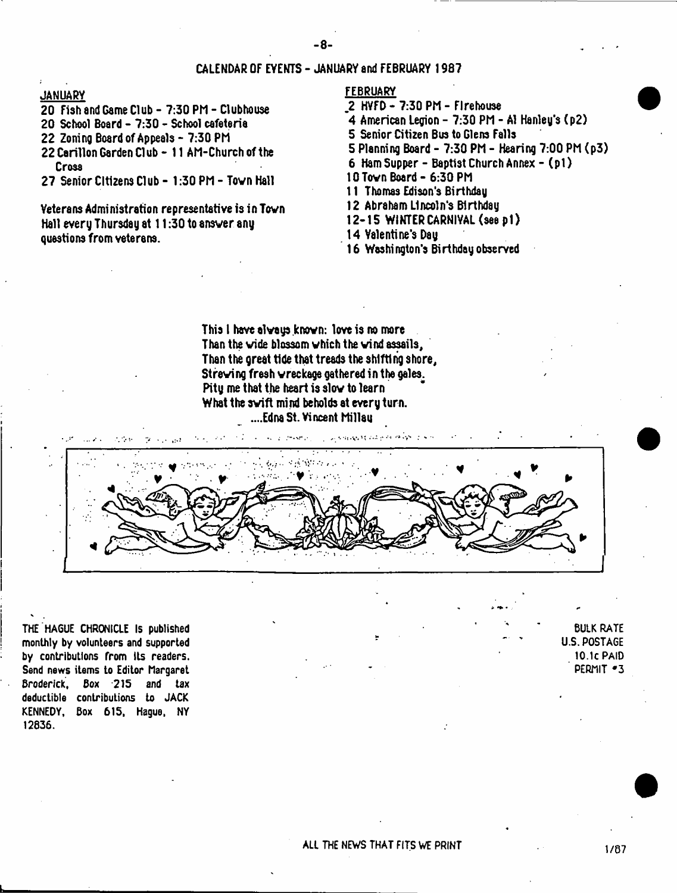## CALENDAR OF EVENTS - JANUARY and FEBRUARY 1987

### JANUARY

20 Fish and Game Club - 7:30 PM - Clubhouse
20 School Board - 7:30 - School cafeteria
22 Zoning Board of Appeals - 7:30 PM
22 Carillon Garden Club - 11 AM-Church of the Cross
27 Senior Citizens Club - 1:30 PM - Town Hall

Veterans Administration representative is in Town Hall every Thursday at 11:30 to answer any questions from veterans.

### FEBRUARY

2 HVFD - 7:30 PM - Firehouse
4 American Legion - 7:30 PM - Al Hanley's (p2)
5 Senior Citizen Bus to Glens Falls
5 Planning Board - 7:30 PM - Hearing 7:00 PM (p3)
6 Ham Supper - Baptist Church Annex - (p1)
10 Town Board - 6:30 PM
11 Thomas Edison's Birthday
12 Abraham Lincoln's Birthday
12-15 WINTER CARNIVAL (see p1)
14 Valentine's Day
16 Washington's Birthday observed

This I have always known: love is no more
Than the wide blossom which the wind assails,
Than the great tide that treads the shifting shore,
Strewing fresh wreckage gathered in the gales.
Pity me that the heart is slow to learn
What the swift mind beholds at every turn.
....Edna St. Vincent Millay

THE HAGUE CHRONICLE Is published monthly by volunteers and supported by contributions from its readers. Send news items to Editor Margaret Broderick, Box 215 and tax deductible contributions to JACK KENNEDY, Box 615, Hague, NY 12836.

BULK RATE
U.S. POSTAGE
10.1c PAID
PERMIT #3

ALL THE NEWS THAT FITS WE PRINT

1/87